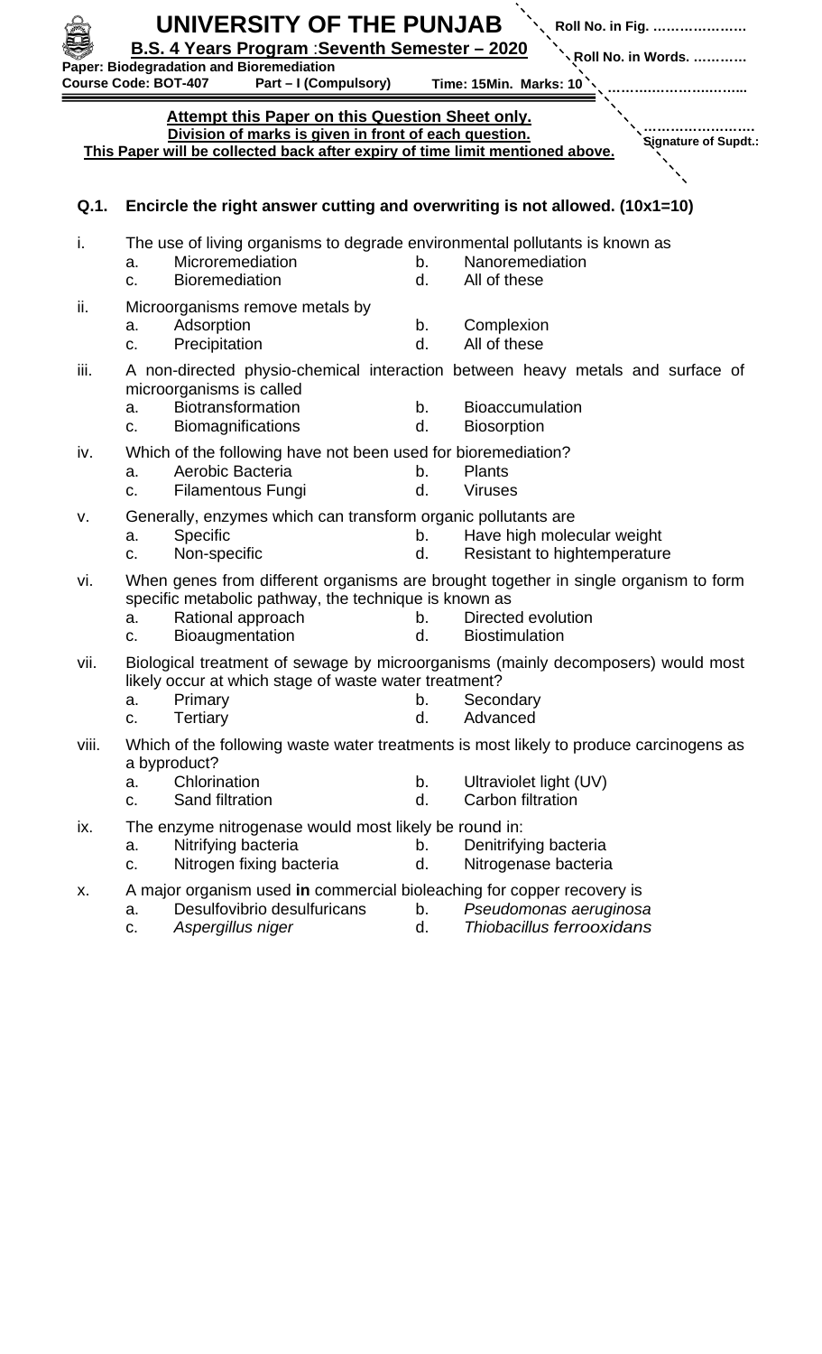# UNIVERSITY OF THE PUNJAB

**B.S. 4 Years Program : Seventh Semester – 2020**

**Paper: Biodegradation and Bioremediation**

**Course Code: BOT-407 Part – I (Compulsory) Time: 15Min. Marks: 10**

Roll No. in Fig. …………………

Roll No. in Words. …………

……………………………

……………………
Signature of Supdt.:

**Attempt this Paper on this Question Sheet only.**
**Division of marks is given in front of each question.**
**This Paper will be collected back after expiry of time limit mentioned above.**

**Q.1. Encircle the right answer cutting and overwriting is not allowed. (10x1=10)**

i. The use of living organisms to degrade environmental pollutants is known as
   - a. Microremediation
   - b. Nanoremediation
   - c. Bioremediation
   - d. All of these

ii. Microorganisms remove metals by
   - a. Adsorption
   - b. Complexion
   - c. Precipitation
   - d. All of these

iii. A non-directed physio-chemical interaction between heavy metals and surface of microorganisms is called
   - a. Biotransformation
   - b. Bioaccumulation
   - c. Biomagnifications
   - d. Biosorption

iv. Which of the following have not been used for bioremediation?
   - a. Aerobic Bacteria
   - b. Plants
   - c. Filamentous Fungi
   - d. Viruses

v. Generally, enzymes which can transform organic pollutants are
   - a. Specific
   - b. Have high molecular weight
   - c. Non-specific
   - d. Resistant to hightemperature

vi. When genes from different organisms are brought together in single organism to form specific metabolic pathway, the technique is known as
   - a. Rational approach
   - b. Directed evolution
   - c. Bioaugmentation
   - d. Biostimulation

vii. Biological treatment of sewage by microorganisms (mainly decomposers) would most likely occur at which stage of waste water treatment?
   - a. Primary
   - b. Secondary
   - c. Tertiary
   - d. Advanced

viii. Which of the following waste water treatments is most likely to produce carcinogens as a byproduct?
   - a. Chlorination
   - b. Ultraviolet light (UV)
   - c. Sand filtration
   - d. Carbon filtration

ix. The enzyme nitrogenase would most likely be round in:
   - a. Nitrifying bacteria
   - b. Denitrifying bacteria
   - c. Nitrogen fixing bacteria
   - d. Nitrogenase bacteria

x. A major organism used **in** commercial bioleaching for copper recovery is
   - a. Desulfovibrio desulfuricans
   - b. *Pseudomonas aeruginosa*
   - c. *Aspergillus niger*
   - d. *Thiobacillus ferrooxidans*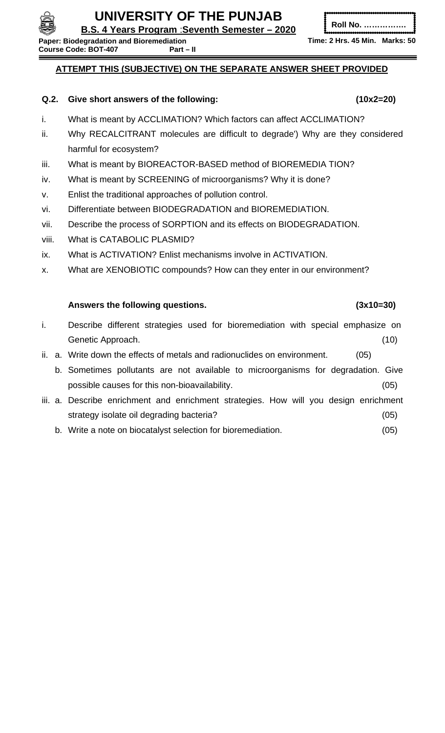# UNIVERSITY OF THE PUNJAB

**B.S. 4 Years Program : Seventh Semester – 2020**

**Roll No. …………….**

**Paper: Biodegradation and Bioremediation**
**Course Code: BOT-407** **Part – II**

**Time: 2 Hrs. 45 Min. Marks: 50**

**ATTEMPT THIS (SUBJECTIVE) ON THE SEPARATE ANSWER SHEET PROVIDED**

**Q.2. Give short answers of the following: (10x2=20)**

i. What is meant by ACCLIMATION? Which factors can affect ACCLIMATION?

ii. Why RECALCITRANT molecules are difficult to degrade') Why are they considered harmful for ecosystem?

iii. What is meant by BIOREACTOR-BASED method of BIOREMEDIA TION?

iv. What is meant by SCREENING of microorganisms? Why it is done?

v. Enlist the traditional approaches of pollution control.

vi. Differentiate between BIODEGRADATION and BIOREMEDIATION.

vii. Describe the process of SORPTION and its effects on BIODEGRADATION.

viii. What is CATABOLIC PLASMID?

ix. What is ACTIVATION? Enlist mechanisms involve in ACTIVATION.

x. What are XENOBIOTIC compounds? How can they enter in our environment?

**Answers the following questions. (3x10=30)**

i. Describe different strategies used for bioremediation with special emphasize on Genetic Approach. (10)

ii. a. Write down the effects of metals and radionuclides on environment. (05)

b. Sometimes pollutants are not available to microorganisms for degradation. Give possible causes for this non-bioavailability. (05)

iii. a. Describe enrichment and enrichment strategies. How will you design enrichment strategy isolate oil degrading bacteria? (05)

b. Write a note on biocatalyst selection for bioremediation. (05)